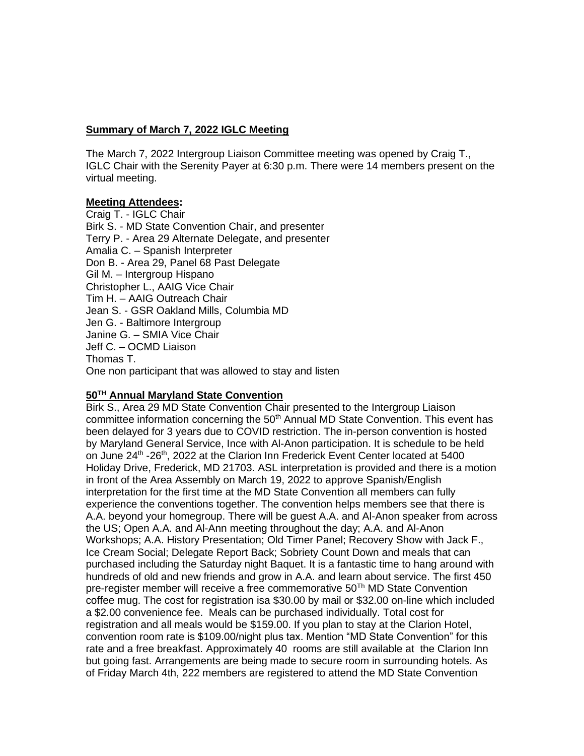**Summary of March 7, 2022 IGLC Meeting**

The March 7, 2022 Intergroup Liaison Committee meeting was opened by Craig T., IGLC Chair with the Serenity Payer at 6:30 p.m. There were 14 members present on the virtual meeting.

**Meeting Attendees:**

Craig T. - IGLC Chair
Birk S. - MD State Convention Chair, and presenter
Terry P. - Area 29 Alternate Delegate, and presenter
Amalia C. – Spanish Interpreter
Don B. - Area 29, Panel 68 Past Delegate
Gil M. – Intergroup Hispano
Christopher L., AAIG Vice Chair
Tim H. – AAIG Outreach Chair
Jean S. - GSR Oakland Mills, Columbia MD
Jen G. - Baltimore Intergroup
Janine G. – SMIA Vice Chair
Jeff C. – OCMD Liaison
Thomas T.
One non participant that was allowed to stay and listen

**50TH Annual Maryland State Convention**

Birk S., Area 29 MD State Convention Chair presented to the Intergroup Liaison committee information concerning the 50th Annual MD State Convention. This event has been delayed for 3 years due to COVID restriction. The in-person convention is hosted by Maryland General Service, Ince with Al-Anon participation. It is schedule to be held on June 24th -26th, 2022 at the Clarion Inn Frederick Event Center located at 5400 Holiday Drive, Frederick, MD 21703. ASL interpretation is provided and there is a motion in front of the Area Assembly on March 19, 2022 to approve Spanish/English interpretation for the first time at the MD State Convention all members can fully experience the conventions together. The convention helps members see that there is A.A. beyond your homegroup. There will be guest A.A. and Al-Anon speaker from across the US; Open A.A. and Al-Ann meeting throughout the day; A.A. and Al-Anon Workshops; A.A. History Presentation; Old Timer Panel; Recovery Show with Jack F., Ice Cream Social; Delegate Report Back; Sobriety Count Down and meals that can purchased including the Saturday night Baquet. It is a fantastic time to hang around with hundreds of old and new friends and grow in A.A. and learn about service. The first 450 pre-register member will receive a free commemorative 50Th MD State Convention coffee mug. The cost for registration isa $30.00 by mail or $32.00 on-line which included a $2.00 convenience fee. Meals can be purchased individually. Total cost for registration and all meals would be $159.00. If you plan to stay at the Clarion Hotel, convention room rate is $109.00/night plus tax. Mention "MD State Convention" for this rate and a free breakfast. Approximately 40 rooms are still available at the Clarion Inn but going fast. Arrangements are being made to secure room in surrounding hotels. As of Friday March 4th, 222 members are registered to attend the MD State Convention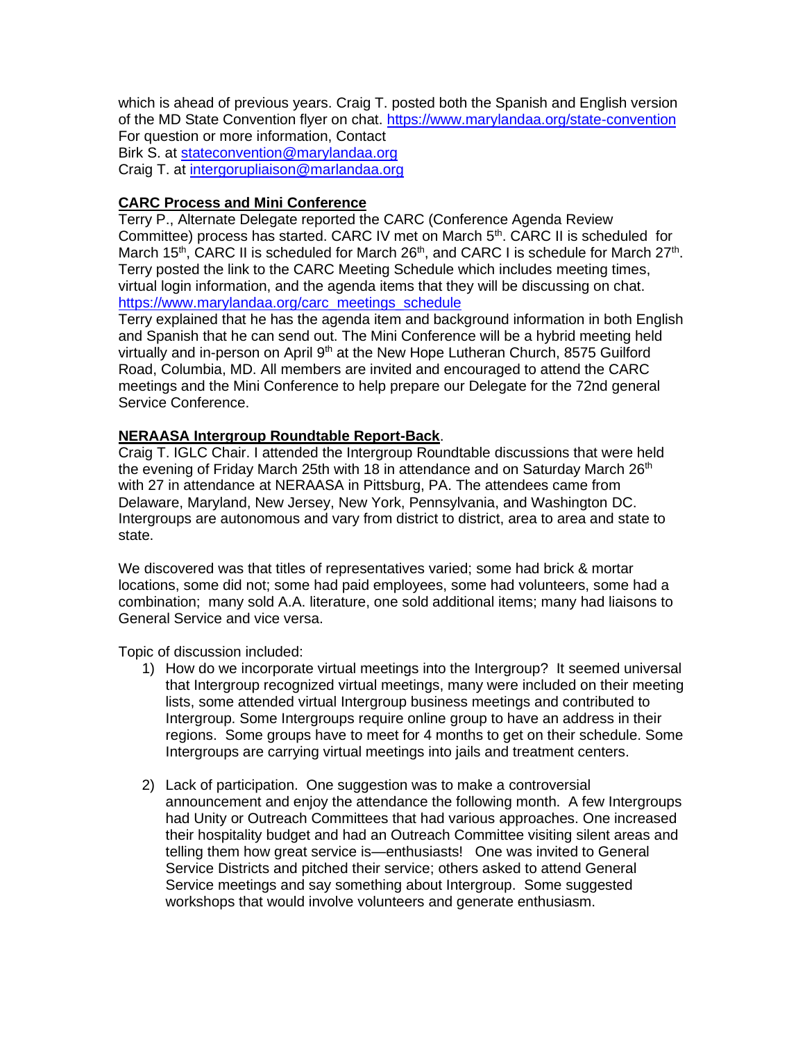which is ahead of previous years. Craig T. posted both the Spanish and English version of the MD State Convention flyer on chat. https://www.marylandaa.org/state-convention
For question or more information, Contact
Birk S. at stateconvention@marylandaa.org
Craig T. at intergorupliaison@marlandaa.org

**CARC Process and Mini Conference**

Terry P., Alternate Delegate reported the CARC (Conference Agenda Review Committee) process has started. CARC IV met on March 5th. CARC II is scheduled for March 15th, CARC II is scheduled for March 26th, and CARC I is schedule for March 27th. Terry posted the link to the CARC Meeting Schedule which includes meeting times, virtual login information, and the agenda items that they will be discussing on chat.
https://www.marylandaa.org/carc_meetings_schedule
Terry explained that he has the agenda item and background information in both English and Spanish that he can send out. The Mini Conference will be a hybrid meeting held virtually and in-person on April 9th at the New Hope Lutheran Church, 8575 Guilford Road, Columbia, MD. All members are invited and encouraged to attend the CARC meetings and the Mini Conference to help prepare our Delegate for the 72nd general Service Conference.

**NERAASA Intergroup Roundtable Report-Back**.

Craig T. IGLC Chair. I attended the Intergroup Roundtable discussions that were held the evening of Friday March 25th with 18 in attendance and on Saturday March 26th with 27 in attendance at NERAASA in Pittsburg, PA. The attendees came from Delaware, Maryland, New Jersey, New York, Pennsylvania, and Washington DC. Intergroups are autonomous and vary from district to district, area to area and state to state.

We discovered was that titles of representatives varied; some had brick & mortar locations, some did not; some had paid employees, some had volunteers, some had a combination; many sold A.A. literature, one sold additional items; many had liaisons to General Service and vice versa.

Topic of discussion included:

1) How do we incorporate virtual meetings into the Intergroup? It seemed universal that Intergroup recognized virtual meetings, many were included on their meeting lists, some attended virtual Intergroup business meetings and contributed to Intergroup. Some Intergroups require online group to have an address in their regions. Some groups have to meet for 4 months to get on their schedule. Some Intergroups are carrying virtual meetings into jails and treatment centers.

2) Lack of participation. One suggestion was to make a controversial announcement and enjoy the attendance the following month. A few Intergroups had Unity or Outreach Committees that had various approaches. One increased their hospitality budget and had an Outreach Committee visiting silent areas and telling them how great service is—enthusiasts! One was invited to General Service Districts and pitched their service; others asked to attend General Service meetings and say something about Intergroup. Some suggested workshops that would involve volunteers and generate enthusiasm.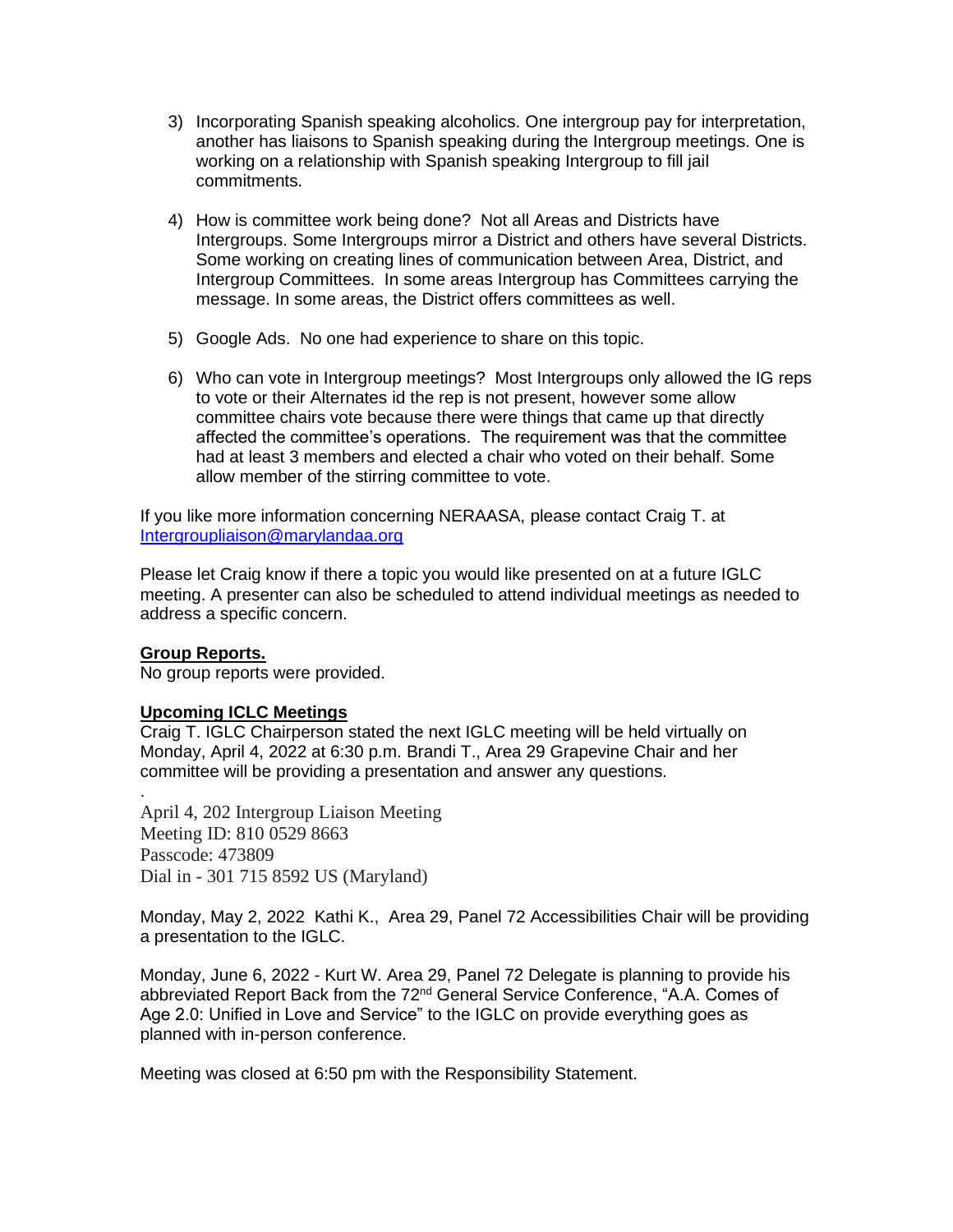3) Incorporating Spanish speaking alcoholics. One intergroup pay for interpretation, another has liaisons to Spanish speaking during the Intergroup meetings. One is working on a relationship with Spanish speaking Intergroup to fill jail commitments.

4) How is committee work being done? Not all Areas and Districts have Intergroups. Some Intergroups mirror a District and others have several Districts. Some working on creating lines of communication between Area, District, and Intergroup Committees. In some areas Intergroup has Committees carrying the message. In some areas, the District offers committees as well.

5) Google Ads. No one had experience to share on this topic.

6) Who can vote in Intergroup meetings? Most Intergroups only allowed the IG reps to vote or their Alternates id the rep is not present, however some allow committee chairs vote because there were things that came up that directly affected the committee's operations. The requirement was that the committee had at least 3 members and elected a chair who voted on their behalf. Some allow member of the stirring committee to vote.

If you like more information concerning NERAASA, please contact Craig T. at [Intergroupliaison@marylandaa.org](mailto:Intergroupliaison@marylandaa.org)

Please let Craig know if there a topic you would like presented on at a future IGLC meeting. A presenter can also be scheduled to attend individual meetings as needed to address a specific concern.

**Group Reports.**

No group reports were provided.

**Upcoming ICLC Meetings**

Craig T. IGLC Chairperson stated the next IGLC meeting will be held virtually on Monday, April 4, 2022 at 6:30 p.m. Brandi T., Area 29 Grapevine Chair and her committee will be providing a presentation and answer any questions.

.

April 4, 202 Intergroup Liaison Meeting
Meeting ID: 810 0529 8663
Passcode: 473809
Dial in - 301 715 8592 US (Maryland)

Monday, May 2, 2022 Kathi K., Area 29, Panel 72 Accessibilities Chair will be providing a presentation to the IGLC.

Monday, June 6, 2022 - Kurt W. Area 29, Panel 72 Delegate is planning to provide his abbreviated Report Back from the 72nd General Service Conference, "A.A. Comes of Age 2.0: Unified in Love and Service" to the IGLC on provide everything goes as planned with in-person conference.

Meeting was closed at 6:50 pm with the Responsibility Statement.